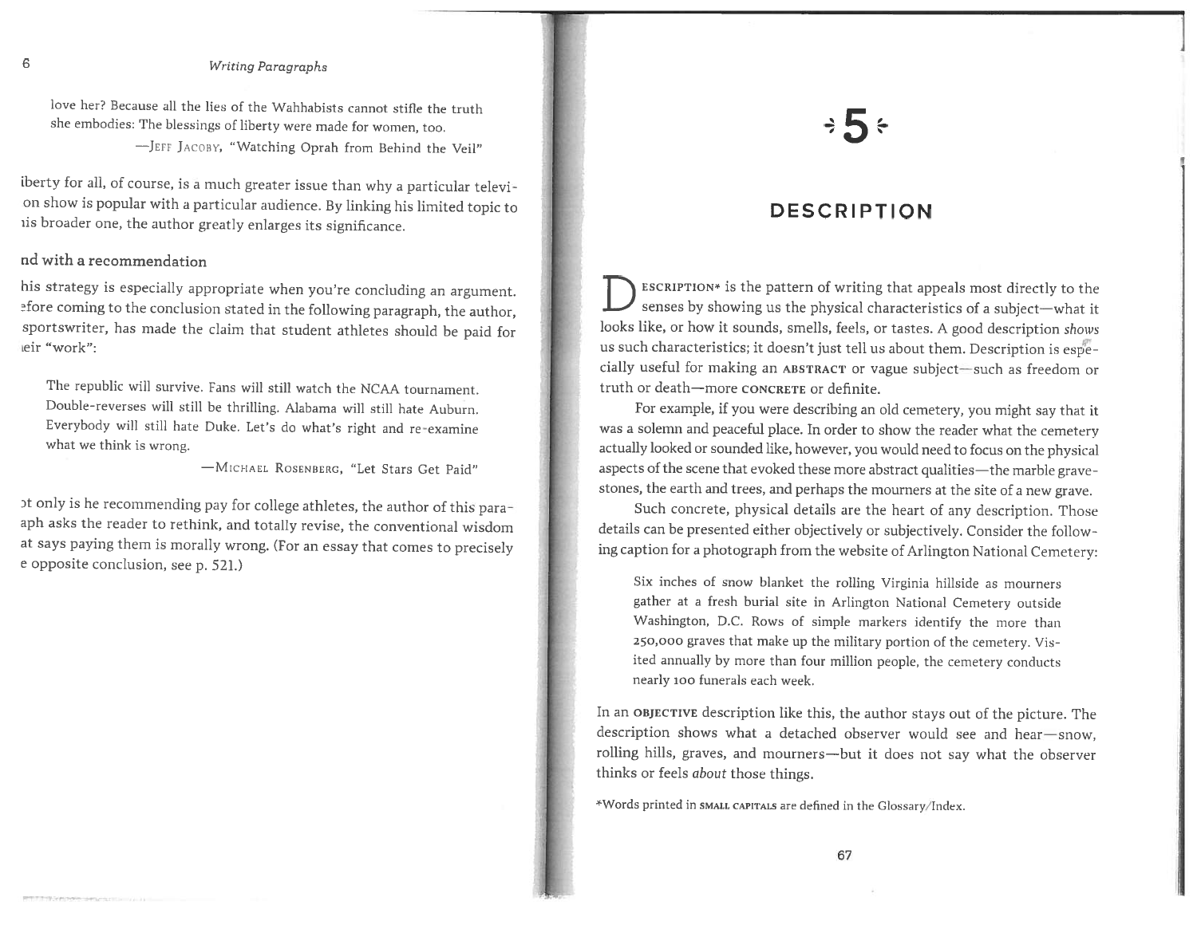love her? Because all the lies of the Wahhabists cannot stifle the truth she embodies: The blessings of liberty were made for women, too.

—Jeff Jacoby, "Watching Oprah from Behind the Veil"

iberty for all, of course, is a much greater issue than why a particular televi-on show is popular with a particular audience. By linking his limited topic to ıis broader one, the author greatly enlarges its significance.

### nd with a recommendation

his strategy is especially appropriate when you're concluding an argument. ɘfore coming to the conclusion stated in the following paragraph, the author, sportswriter, has made the claim that student athletes should be paid for ɪeir "work":

> The republic will survive. Fans will still watch the NCAA tournament. Double-reverses will still be thrilling. Alabama will still hate Auburn. Everybody will still hate Duke. Let's do what's right and re-examine what we think is wrong.
>
> —Michael Rosenberg, "Let Stars Get Paid"

ɔt only is he recommending pay for college athletes, the author of this para-aph asks the reader to rethink, and totally revise, the conventional wisdom at says paying them is morally wrong. (For an essay that comes to precisely e opposite conclusion, see p. 521.)

# 5

# DESCRIPTION

Description* is the pattern of writing that appeals most directly to the senses by showing us the physical characteristics of a subject—what it looks like, or how it sounds, smells, feels, or tastes. A good description *shows* us such characteristics; it doesn't just tell us about them. Description is especially useful for making an abstract or vague subject—such as freedom or truth or death—more concrete or definite.

For example, if you were describing an old cemetery, you might say that it was a solemn and peaceful place. In order to show the reader what the cemetery actually looked or sounded like, however, you would need to focus on the physical aspects of the scene that evoked these more abstract qualities—the marble gravestones, the earth and trees, and perhaps the mourners at the site of a new grave.

Such concrete, physical details are the heart of any description. Those details can be presented either objectively or subjectively. Consider the following caption for a photograph from the website of Arlington National Cemetery:

> Six inches of snow blanket the rolling Virginia hillside as mourners gather at a fresh burial site in Arlington National Cemetery outside Washington, D.C. Rows of simple markers identify the more than 250,000 graves that make up the military portion of the cemetery. Visited annually by more than four million people, the cemetery conducts nearly 100 funerals each week.

In an objective description like this, the author stays out of the picture. The description shows what a detached observer would see and hear—snow, rolling hills, graves, and mourners—but it does not say what the observer thinks or feels *about* those things.

*Words printed in small capitals are defined in the Glossary/Index.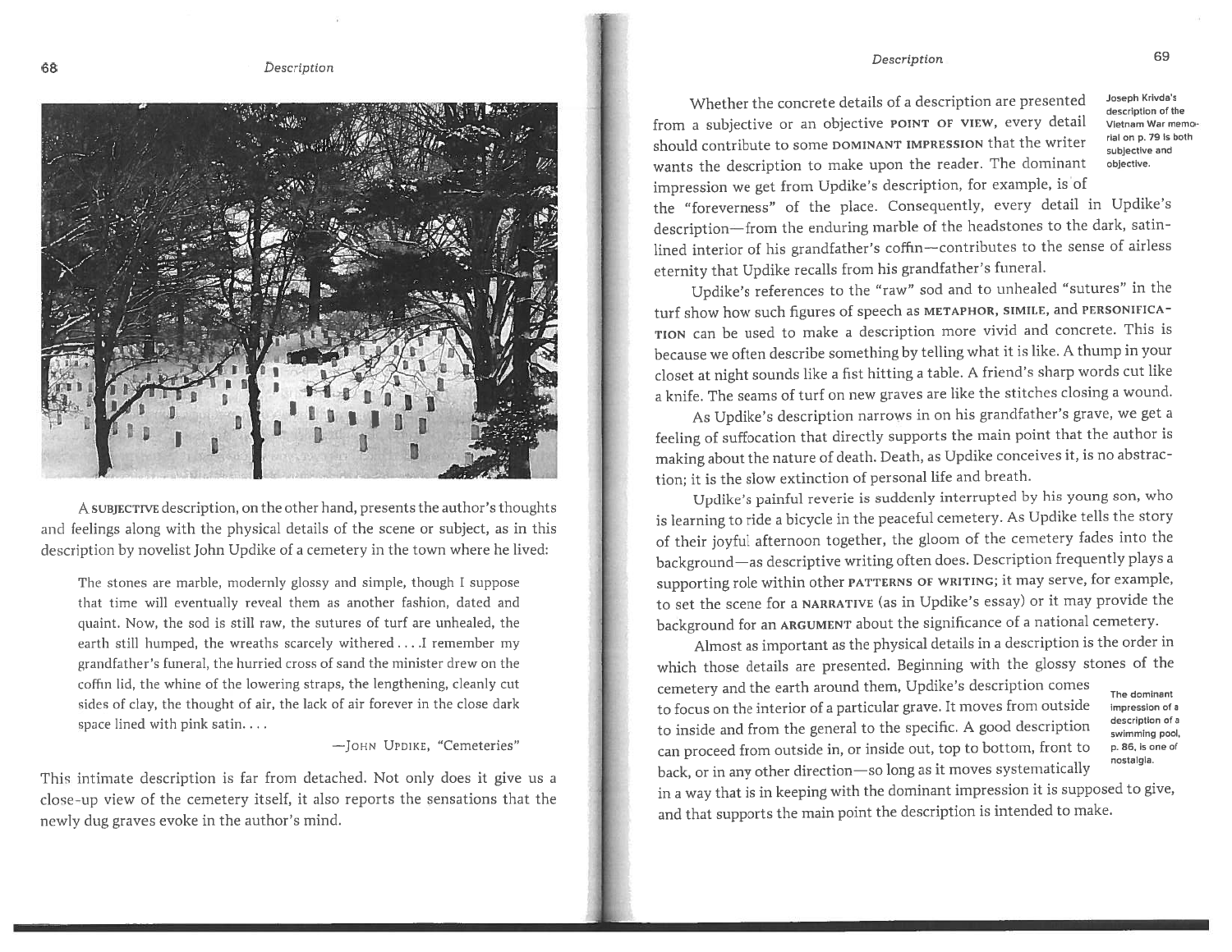A **SUBJECTIVE** description, on the other hand, presents the author's thoughts and feelings along with the physical details of the scene or subject, as in this description by novelist John Updike of a cemetery in the town where he lived:

> The stones are marble, modernly glossy and simple, though I suppose that time will eventually reveal them as another fashion, dated and quaint. Now, the sod is still raw, the sutures of turf are unhealed, the earth still humped, the wreaths scarcely withered . . . .I remember my grandfather's funeral, the hurried cross of sand the minister drew on the coffin lid, the whine of the lowering straps, the lengthening, cleanly cut sides of clay, the thought of air, the lack of air forever in the close dark space lined with pink satin. . . .
>
> —JOHN UPDIKE, "Cemeteries"

This intimate description is far from detached. Not only does it give us a close-up view of the cemetery itself, it also reports the sensations that the newly dug graves evoke in the author's mind.

Whether the concrete details of a description are presented from a subjective or an objective **POINT OF VIEW**, every detail should contribute to some **DOMINANT IMPRESSION** that the writer wants the description to make upon the reader. The dominant impression we get from Updike's description, for example, is of the "foreverness" of the place. Consequently, every detail in Updike's description—from the enduring marble of the headstones to the dark, satin-lined interior of his grandfather's coffin—contributes to the sense of airless eternity that Updike recalls from his grandfather's funeral.

**Joseph Krivda's description of the Vietnam War memorial on p. 79 is both subjective and objective.**

Updike's references to the "raw" sod and to unhealed "sutures" in the turf show how such figures of speech as **METAPHOR**, **SIMILE**, and **PERSONIFICATION** can be used to make a description more vivid and concrete. This is because we often describe something by telling what it is like. A thump in your closet at night sounds like a fist hitting a table. A friend's sharp words cut like a knife. The seams of turf on new graves are like the stitches closing a wound.

As Updike's description narrows in on his grandfather's grave, we get a feeling of suffocation that directly supports the main point that the author is making about the nature of death. Death, as Updike conceives it, is no abstraction; it is the slow extinction of personal life and breath.

Updike's painful reverie is suddenly interrupted by his young son, who is learning to ride a bicycle in the peaceful cemetery. As Updike tells the story of their joyful afternoon together, the gloom of the cemetery fades into the background—as descriptive writing often does. Description frequently plays a supporting role within other **PATTERNS OF WRITING**; it may serve, for example, to set the scene for a **NARRATIVE** (as in Updike's essay) or it may provide the background for an **ARGUMENT** about the significance of a national cemetery.

Almost as important as the physical details in a description is the order in which those details are presented. Beginning with the glossy stones of the cemetery and the earth around them, Updike's description comes to focus on the interior of a particular grave. It moves from outside to inside and from the general to the specific. A good description can proceed from outside in, or inside out, top to bottom, front to back, or in any other direction—so long as it moves systematically in a way that is in keeping with the dominant impression it is supposed to give, and that supports the main point the description is intended to make.

**The dominant impression of a description of a swimming pool, p. 86, is one of nostalgia.**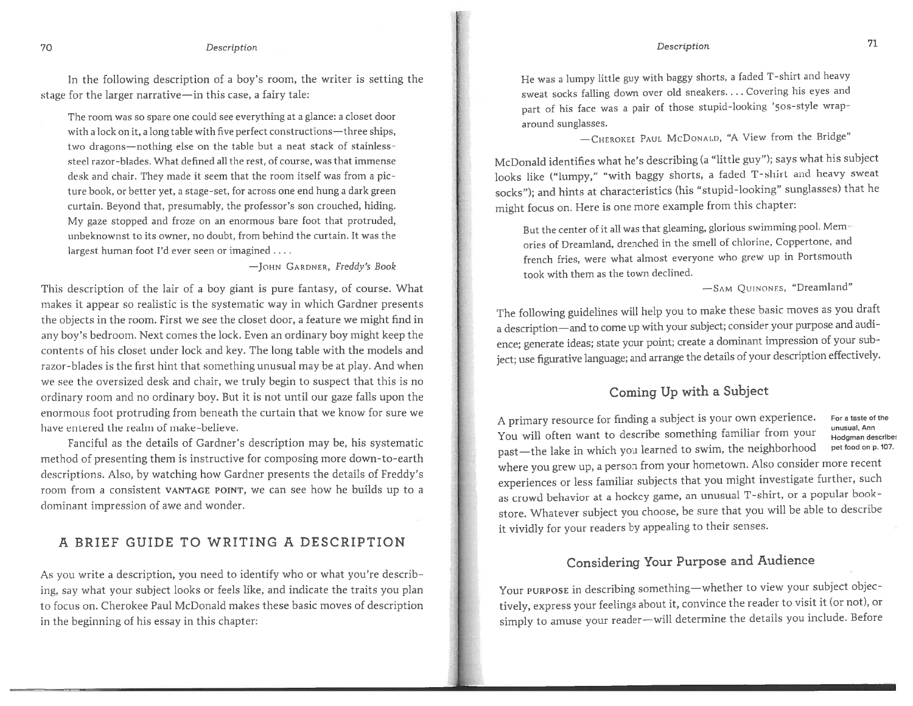In the following description of a boy's room, the writer is setting the stage for the larger narrative—in this case, a fairy tale:

> The room was so spare one could see everything at a glance: a closet door with a lock on it, a long table with five perfect constructions—three ships, two dragons—nothing else on the table but a neat stack of stainless-steel razor-blades. What defined all the rest, of course, was that immense desk and chair. They made it seem that the room itself was from a picture book, or better yet, a stage-set, for across one end hung a dark green curtain. Beyond that, presumably, the professor's son crouched, hiding. My gaze stopped and froze on an enormous bare foot that protruded, unbeknownst to its owner, no doubt, from behind the curtain. It was the largest human foot I'd ever seen or imagined . . . .
>
> —John Gardner, *Freddy's Book*

This description of the lair of a boy giant is pure fantasy, of course. What makes it appear so realistic is the systematic way in which Gardner presents the objects in the room. First we see the closet door, a feature we might find in any boy's bedroom. Next comes the lock. Even an ordinary boy might keep the contents of his closet under lock and key. The long table with the models and razor-blades is the first hint that something unusual may be at play. And when we see the oversized desk and chair, we truly begin to suspect that this is no ordinary room and no ordinary boy. But it is not until our gaze falls upon the enormous foot protruding from beneath the curtain that we know for sure we have entered the realm of make-believe.

Fanciful as the details of Gardner's description may be, his systematic method of presenting them is instructive for composing more down-to-earth descriptions. Also, by watching how Gardner presents the details of Freddy's room from a consistent **vantage point**, we can see how he builds up to a dominant impression of awe and wonder.

## A BRIEF GUIDE TO WRITING A DESCRIPTION

As you write a description, you need to identify who or what you're describing, say what your subject looks or feels like, and indicate the traits you plan to focus on. Cherokee Paul McDonald makes these basic moves of description in the beginning of his essay in this chapter:

> He was a lumpy little guy with baggy shorts, a faded T-shirt and heavy sweat socks falling down over old sneakers. . . . Covering his eyes and part of his face was a pair of those stupid-looking '50s-style wrap-around sunglasses.
>
> —Cherokee Paul McDonald, "A View from the Bridge"

McDonald identifies what he's describing (a "little guy"); says what his subject looks like ("lumpy," "with baggy shorts, a faded T-shirt and heavy sweat socks"); and hints at characteristics (his "stupid-looking" sunglasses) that he might focus on. Here is one more example from this chapter:

> But the center of it all was that gleaming, glorious swimming pool. Memories of Dreamland, drenched in the smell of chlorine, Coppertone, and french fries, were what almost everyone who grew up in Portsmouth took with them as the town declined.
>
> —Sam Quinones, "Dreamland"

The following guidelines will help you to make these basic moves as you draft a description—and to come up with your subject; consider your purpose and audience; generate ideas; state your point; create a dominant impression of your subject; use figurative language; and arrange the details of your description effectively.

### Coming Up with a Subject

A primary resource for finding a subject is your own experience. You will often want to describe something familiar from your past—the lake in which you learned to swim, the neighborhood where you grew up, a person from your hometown. Also consider more recent experiences or less familiar subjects that you might investigate further, such as crowd behavior at a hockey game, an unusual T-shirt, or a popular bookstore. Whatever subject you choose, be sure that you will be able to describe it vividly for your readers by appealing to their senses.

For a taste of the unusual, Ann Hodgman describes pet food on p. 107.

### Considering Your Purpose and Audience

Your **purpose** in describing something—whether to view your subject objectively, express your feelings about it, convince the reader to visit it (or not), or simply to amuse your reader—will determine the details you include. Before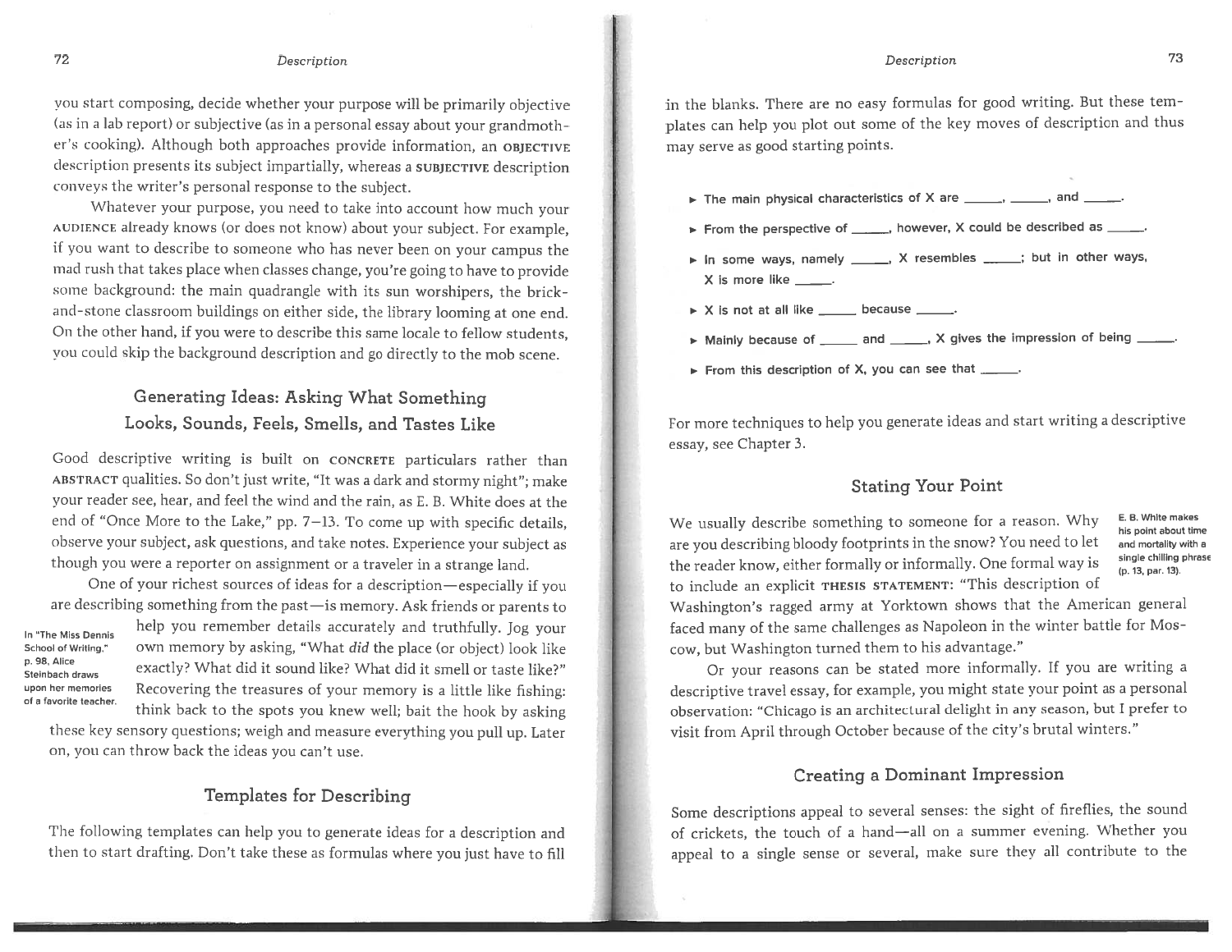you start composing, decide whether your purpose will be primarily objective (as in a lab report) or subjective (as in a personal essay about your grandmother's cooking). Although both approaches provide information, an OBJECTIVE description presents its subject impartially, whereas a SUBJECTIVE description conveys the writer's personal response to the subject.

Whatever your purpose, you need to take into account how much your AUDIENCE already knows (or does not know) about your subject. For example, if you want to describe to someone who has never been on your campus the mad rush that takes place when classes change, you're going to have to provide some background: the main quadrangle with its sun worshipers, the brick-and-stone classroom buildings on either side, the library looming at one end. On the other hand, if you were to describe this same locale to fellow students, you could skip the background description and go directly to the mob scene.

## Generating Ideas: Asking What Something Looks, Sounds, Feels, Smells, and Tastes Like

Good descriptive writing is built on CONCRETE particulars rather than ABSTRACT qualities. So don't just write, "It was a dark and stormy night"; make your reader see, hear, and feel the wind and the rain, as E. B. White does at the end of "Once More to the Lake," pp. 7–13. To come up with specific details, observe your subject, ask questions, and take notes. Experience your subject as though you were a reporter on assignment or a traveler in a strange land.

One of your richest sources of ideas for a description—especially if you are describing something from the past—is memory. Ask friends or parents to help you remember details accurately and truthfully. Jog your own memory by asking, "What *did* the place (or object) look like exactly? What did it sound like? What did it smell or taste like?" Recovering the treasures of your memory is a little like fishing: think back to the spots you knew well; bait the hook by asking these key sensory questions; weigh and measure everything you pull up. Later on, you can throw back the ideas you can't use.

**In "The Miss Dennis School of Writing," p. 98, Alice Steinbach draws upon her memories of a favorite teacher.**

## Templates for Describing

The following templates can help you to generate ideas for a description and then to start drafting. Don't take these as formulas where you just have to fill in the blanks. There are no easy formulas for good writing. But these templates can help you plot out some of the key moves of description and thus may serve as good starting points.

- ► **The main physical characteristics of X are \_\_\_\_\_, \_\_\_\_\_, and \_\_\_\_\_.**
- ► **From the perspective of \_\_\_\_\_, however, X could be described as \_\_\_\_\_.**
- ► **In some ways, namely \_\_\_\_\_, X resembles \_\_\_\_\_; but in other ways, X is more like \_\_\_\_\_.**
- ► **X is not at all like \_\_\_\_\_ because \_\_\_\_\_.**
- ► **Mainly because of \_\_\_\_\_ and \_\_\_\_\_, X gives the impression of being \_\_\_\_\_.**
- ► **From this description of X, you can see that \_\_\_\_\_.**

For more techniques to help you generate ideas and start writing a descriptive essay, see Chapter 3.

## Stating Your Point

We usually describe something to someone for a reason. Why are you describing bloody footprints in the snow? You need to let the reader know, either formally or informally. One formal way is to include an explicit THESIS STATEMENT: "This description of Washington's ragged army at Yorktown shows that the American general faced many of the same challenges as Napoleon in the winter battle for Moscow, but Washington turned them to his advantage."

**E. B. White makes his point about time and mortality with a single chilling phrase (p. 13, par. 13).**

Or your reasons can be stated more informally. If you are writing a descriptive travel essay, for example, you might state your point as a personal observation: "Chicago is an architectural delight in any season, but I prefer to visit from April through October because of the city's brutal winters."

## Creating a Dominant Impression

Some descriptions appeal to several senses: the sight of fireflies, the sound of crickets, the touch of a hand—all on a summer evening. Whether you appeal to a single sense or several, make sure they all contribute to the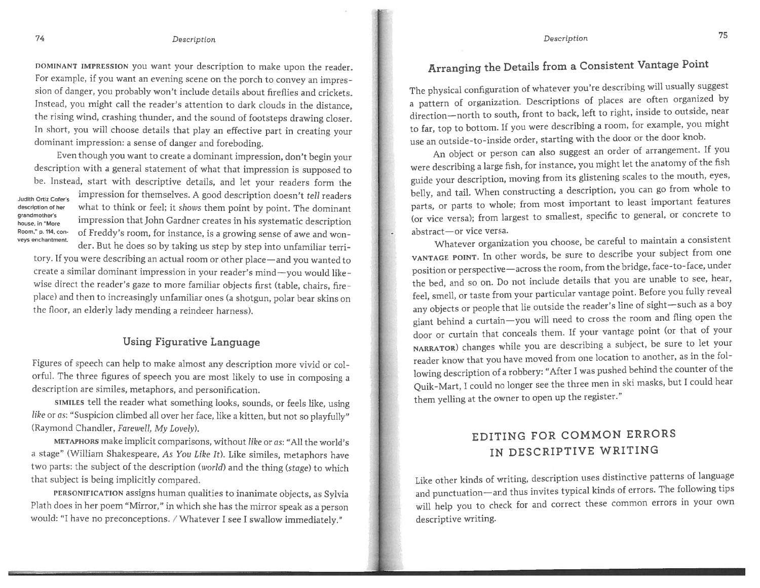**DOMINANT IMPRESSION** you want your description to make upon the reader. For example, if you want an evening scene on the porch to convey an impression of danger, you probably won't include details about fireflies and crickets. Instead, you might call the reader's attention to dark clouds in the distance, the rising wind, crashing thunder, and the sound of footsteps drawing closer. In short, you will choose details that play an effective part in creating your dominant impression: a sense of danger and foreboding.

Even though you want to create a dominant impression, don't begin your description with a general statement of what that impression is supposed to be. Instead, start with descriptive details, and let your readers form the impression for themselves. A good description doesn't *tell* readers what to think or feel; it *shows* them point by point. The dominant impression that John Gardner creates in his systematic description of Freddy's room, for instance, is a growing sense of awe and wonder. But he does so by taking us step by step into unfamiliar territory. If you were describing an actual room or other place—and you wanted to create a similar dominant impression in your reader's mind—you would likewise direct the reader's gaze to more familiar objects first (table, chairs, fireplace) and then to increasingly unfamiliar ones (a shotgun, polar bear skins on the floor, an elderly lady mending a reindeer harness).

Judith Ortiz Cofer's description of her grandmother's house, in "More Room," p. 114, conveys enchantment.

## Using Figurative Language

Figures of speech can help to make almost any description more vivid or colorful. The three figures of speech you are most likely to use in composing a description are similes, metaphors, and personification.

**SIMILES** tell the reader what something looks, sounds, or feels like, using *like* or *as*: "Suspicion climbed all over her face, like a kitten, but not so playfully" (Raymond Chandler, *Farewell, My Lovely*).

**METAPHORS** make implicit comparisons, without *like* or *as*: "All the world's a stage" (William Shakespeare, *As You Like It*). Like similes, metaphors have two parts: the subject of the description (*world*) and the thing (*stage*) to which that subject is being implicitly compared.

**PERSONIFICATION** assigns human qualities to inanimate objects, as Sylvia Plath does in her poem "Mirror," in which she has the mirror speak as a person would: "I have no preconceptions. / Whatever I see I swallow immediately."

## Arranging the Details from a Consistent Vantage Point

The physical configuration of whatever you're describing will usually suggest a pattern of organization. Descriptions of places are often organized by direction—north to south, front to back, left to right, inside to outside, near to far, top to bottom. If you were describing a room, for example, you might use an outside-to-inside order, starting with the door or the door knob.

An object or person can also suggest an order of arrangement. If you were describing a large fish, for instance, you might let the anatomy of the fish guide your description, moving from its glistening scales to the mouth, eyes, belly, and tail. When constructing a description, you can go from whole to parts, or parts to whole; from most important to least important features (or vice versa); from largest to smallest, specific to general, or concrete to abstract—or vice versa.

Whatever organization you choose, be careful to maintain a consistent **VANTAGE POINT**. In other words, be sure to describe your subject from one position or perspective—across the room, from the bridge, face-to-face, under the bed, and so on. Do not include details that you are unable to see, hear, feel, smell, or taste from your particular vantage point. Before you fully reveal any objects or people that lie outside the reader's line of sight—such as a boy giant behind a curtain—you will need to cross the room and fling open the door or curtain that conceals them. If your vantage point (or that of your **NARRATOR**) changes while you are describing a subject, be sure to let your reader know that you have moved from one location to another, as in the following description of a robbery: "After I was pushed behind the counter of the Quik-Mart, I could no longer see the three men in ski masks, but I could hear them yelling at the owner to open up the register."

# EDITING FOR COMMON ERRORS IN DESCRIPTIVE WRITING

Like other kinds of writing, description uses distinctive patterns of language and punctuation—and thus invites typical kinds of errors. The following tips will help you to check for and correct these common errors in your own descriptive writing.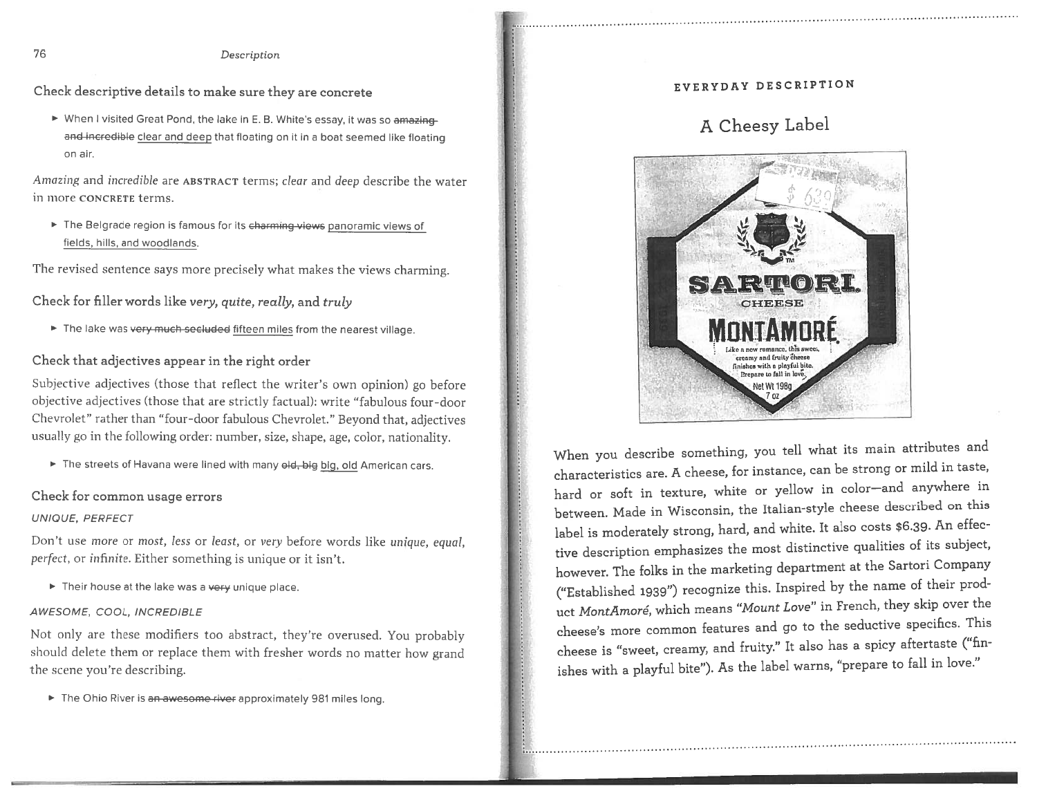### Check descriptive details to make sure they are concrete

- When I visited Great Pond, the lake in E. B. White's essay, it was so ~~amazing and incredible~~ clear and deep that floating on it in a boat seemed like floating on air.

*Amazing* and *incredible* are ABSTRACT terms; *clear* and *deep* describe the water in more CONCRETE terms.

- The Belgrade region is famous for its ~~charming views~~ panoramic views of fields, hills, and woodlands.

The revised sentence says more precisely what makes the views charming.

### Check for filler words like *very, quite, really,* and *truly*

- The lake was ~~very much secluded~~ fifteen miles from the nearest village.

### Check that adjectives appear in the right order

Subjective adjectives (those that reflect the writer's own opinion) go before objective adjectives (those that are strictly factual): write "fabulous four-door Chevrolet" rather than "four-door fabulous Chevrolet." Beyond that, adjectives usually go in the following order: number, size, shape, age, color, nationality.

- The streets of Havana were lined with many ~~old, big~~ big, old American cars.

### Check for common usage errors

*UNIQUE, PERFECT*

Don't use *more* or *most, less* or *least,* or *very* before words like *unique, equal, perfect,* or *infinite.* Either something is unique or it isn't.

- Their house at the lake was a ~~very~~ unique place.

*AWESOME, COOL, INCREDIBLE*

Not only are these modifiers too abstract, they're overused. You probably should delete them or replace them with fresher words no matter how grand the scene you're describing.

- The Ohio River is ~~an awesome river~~ approximately 981 miles long.

EVERYDAY DESCRIPTION

## A Cheesy Label

When you describe something, you tell what its main attributes and characteristics are. A cheese, for instance, can be strong or mild in taste, hard or soft in texture, white or yellow in color—and anywhere in between. Made in Wisconsin, the Italian-style cheese described on this label is moderately strong, hard, and white. It also costs $6.39. An effective description emphasizes the most distinctive qualities of its subject, however. The folks in the marketing department at the Sartori Company ("Established 1939") recognize this. Inspired by the name of their product *MontAmoré,* which means *"Mount Love"* in French, they skip over the cheese's more common features and go to the seductive specifics. This cheese is "sweet, creamy, and fruity." It also has a spicy aftertaste ("finishes with a playful bite"). As the label warns, "prepare to fall in love."